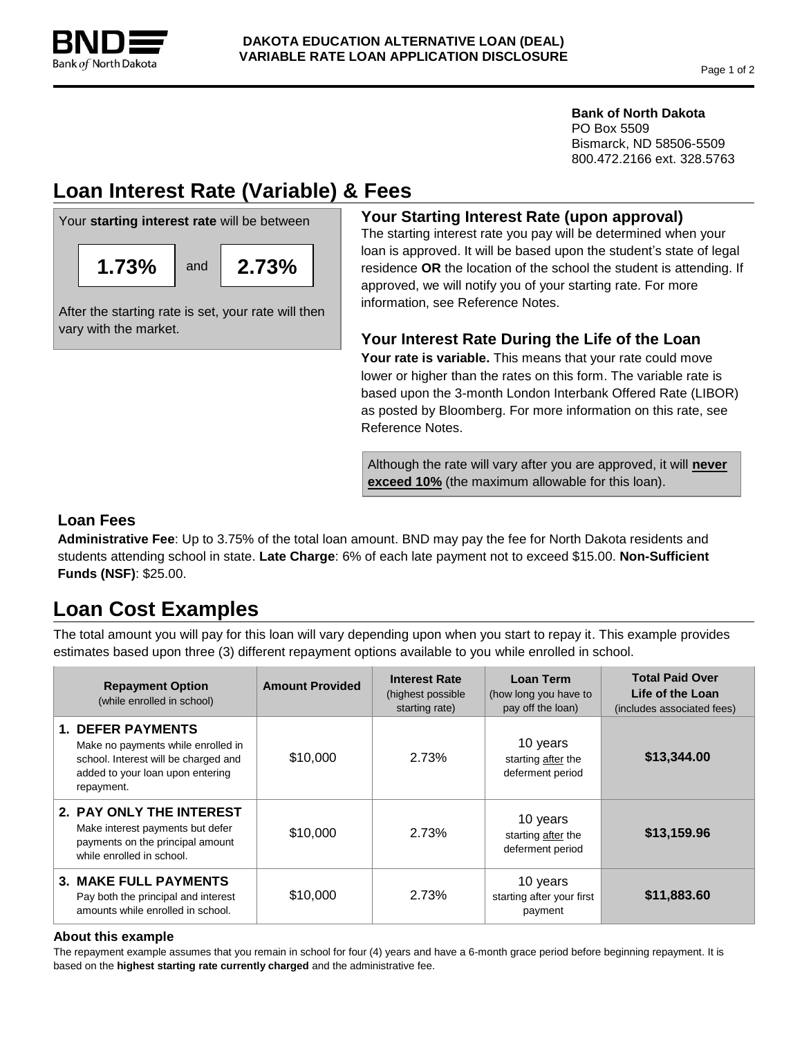**Bank of North Dakota**

# DAKOTA EDUCATION ALTERNATIVE LOAN (DEAL)
# VARIABLE RATE LOAN APPLICATION DISCLOSURE

**Bank of North Dakota**
PO Box 5509
Bismarck, ND 58506-5509
800.472.2166 ext. 328.5763

## Loan Interest Rate (Variable) & Fees

Your **starting interest rate** will be between

**1.73%** and **2.73%**

After the starting rate is set, your rate will then vary with the market.

### Your Starting Interest Rate (upon approval)

The starting interest rate you pay will be determined when your loan is approved. It will be based upon the student's state of legal residence **OR** the location of the school the student is attending. If approved, we will notify you of your starting rate. For more information, see Reference Notes.

### Your Interest Rate During the Life of the Loan

**Your rate is variable.** This means that your rate could move lower or higher than the rates on this form. The variable rate is based upon the 3-month London Interbank Offered Rate (LIBOR) as posted by Bloomberg. For more information on this rate, see Reference Notes.

Although the rate will vary after you are approved, it will **never exceed 10%** (the maximum allowable for this loan).

### Loan Fees

**Administrative Fee**: Up to 3.75% of the total loan amount. BND may pay the fee for North Dakota residents and students attending school in state. **Late Charge**: 6% of each late payment not to exceed $15.00. **Non-Sufficient Funds (NSF)**: $25.00.

## Loan Cost Examples

The total amount you will pay for this loan will vary depending upon when you start to repay it. This example provides estimates based upon three (3) different repayment options available to you while enrolled in school.

| Repayment Option (while enrolled in school) | Amount Provided | Interest Rate (highest possible starting rate) | Loan Term (how long you have to pay off the loan) | Total Paid Over Life of the Loan (includes associated fees) |
|---|---|---|---|---|
| **1. DEFER PAYMENTS** Make no payments while enrolled in school. Interest will be charged and added to your loan upon entering repayment. | $10,000 | 2.73% | 10 years starting after the deferment period | **$13,344.00** |
| **2. PAY ONLY THE INTEREST** Make interest payments but defer payments on the principal amount while enrolled in school. | $10,000 | 2.73% | 10 years starting after the deferment period | **$13,159.96** |
| **3. MAKE FULL PAYMENTS** Pay both the principal and interest amounts while enrolled in school. | $10,000 | 2.73% | 10 years starting after your first payment | **$11,883.60** |

**About this example**

The repayment example assumes that you remain in school for four (4) years and have a 6-month grace period before beginning repayment. It is based on the **highest starting rate currently charged** and the administrative fee.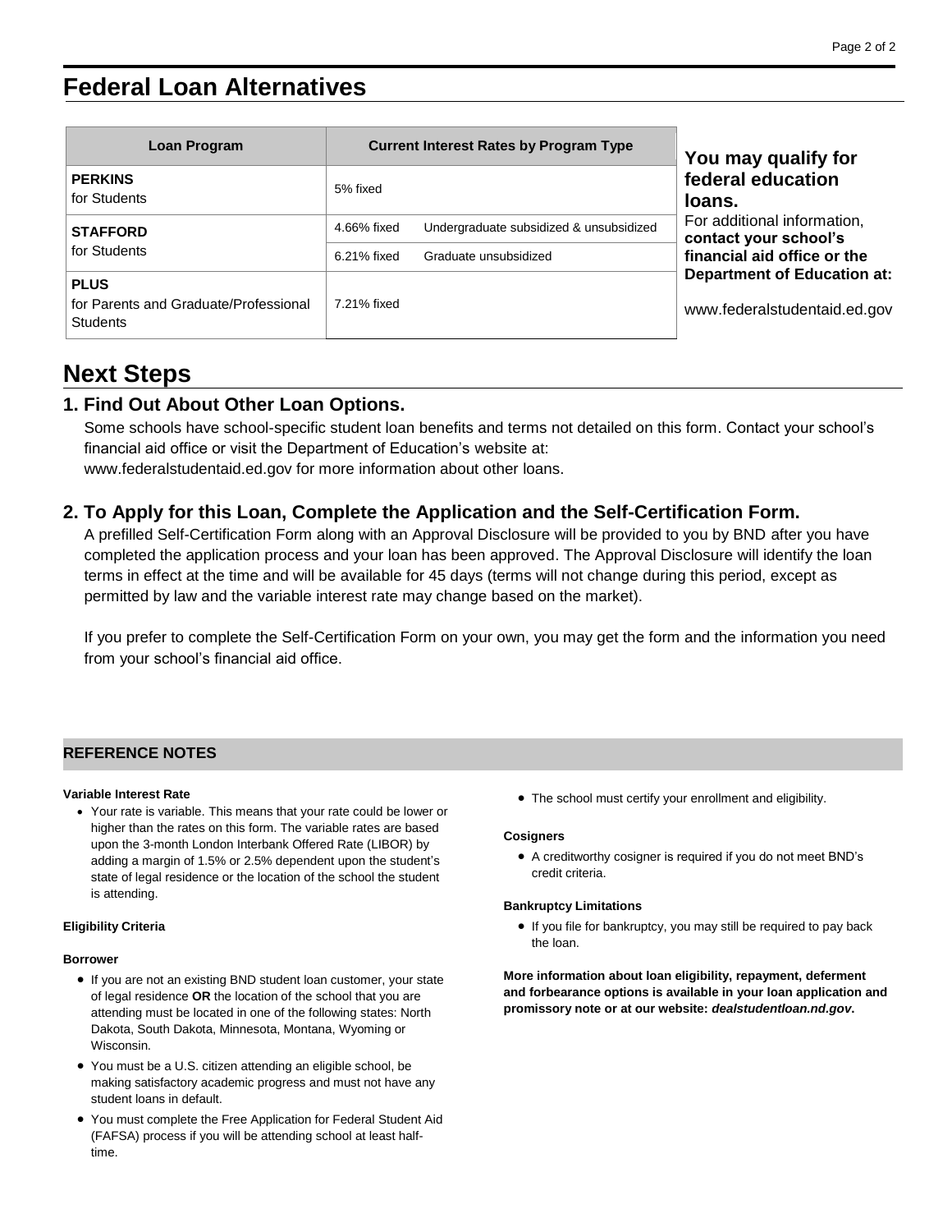# Federal Loan Alternatives

| Loan Program | Current Interest Rates by Program Type | |
|---|---|---|
| **PERKINS** for Students | 5% fixed | |
| **STAFFORD** for Students | 4.66% fixed | Undergraduate subsidized & unsubsidized |
| | 6.21% fixed | Graduate unsubsidized |
| **PLUS** for Parents and Graduate/Professional Students | 7.21% fixed | |

**You may qualify for federal education loans.**

For additional information, **contact your school's financial aid office or the Department of Education at:**

www.federalstudentaid.ed.gov

# Next Steps

## 1. Find Out About Other Loan Options.

Some schools have school-specific student loan benefits and terms not detailed on this form. Contact your school's financial aid office or visit the Department of Education's website at: www.federalstudentaid.ed.gov for more information about other loans.

## 2. To Apply for this Loan, Complete the Application and the Self-Certification Form.

A prefilled Self-Certification Form along with an Approval Disclosure will be provided to you by BND after you have completed the application process and your loan has been approved. The Approval Disclosure will identify the loan terms in effect at the time and will be available for 45 days (terms will not change during this period, except as permitted by law and the variable interest rate may change based on the market).

If you prefer to complete the Self-Certification Form on your own, you may get the form and the information you need from your school's financial aid office.

## REFERENCE NOTES

**Variable Interest Rate**

- Your rate is variable. This means that your rate could be lower or higher than the rates on this form. The variable rates are based upon the 3-month London Interbank Offered Rate (LIBOR) by adding a margin of 1.5% or 2.5% dependent upon the student's state of legal residence or the location of the school the student is attending.

**Eligibility Criteria**

**Borrower**

- If you are not an existing BND student loan customer, your state of legal residence **OR** the location of the school that you are attending must be located in one of the following states: North Dakota, South Dakota, Minnesota, Montana, Wyoming or Wisconsin.
- You must be a U.S. citizen attending an eligible school, be making satisfactory academic progress and must not have any student loans in default.
- You must complete the Free Application for Federal Student Aid (FAFSA) process if you will be attending school at least half-time.
- The school must certify your enrollment and eligibility.

**Cosigners**

- A creditworthy cosigner is required if you do not meet BND's credit criteria.

**Bankruptcy Limitations**

- If you file for bankruptcy, you may still be required to pay back the loan.

**More information about loan eligibility, repayment, deferment and forbearance options is available in your loan application and promissory note or at our website: *dealstudentloan.nd.gov*.**